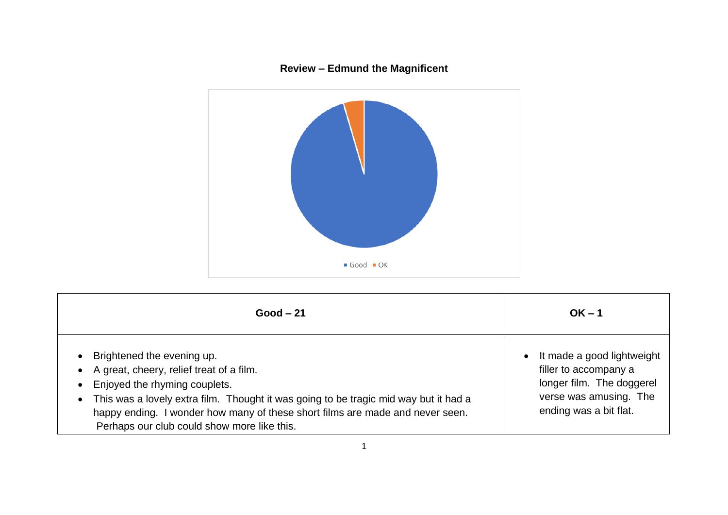# Review – Edmund the Magnificent

Good OK

| Good – 21 | OK – 1 |
| --- | --- |
| • Brightened the evening up.<br>• A great, cheery, relief treat of a film.<br>• Enjoyed the rhyming couplets.<br>• This was a lovely extra film. Thought it was going to be tragic mid way but it had a happy ending. I wonder how many of these short films are made and never seen. Perhaps our club could show more like this. | • It made a good lightweight filler to accompany a longer film. The doggerel verse was amusing. The ending was a bit flat. |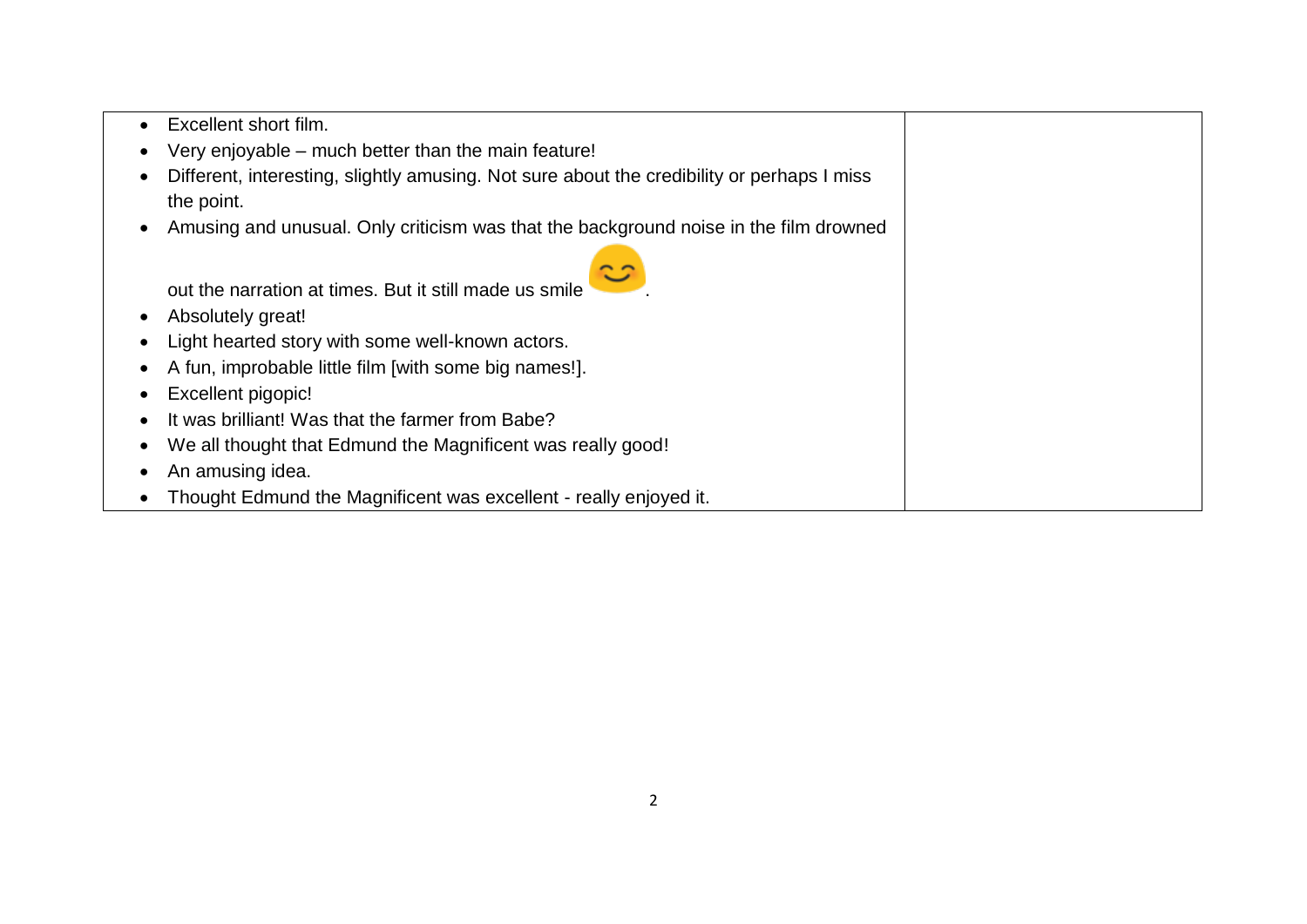| | |
|---|---|
| • Excellent short film.<br>• Very enjoyable – much better than the main feature!<br>• Different, interesting, slightly amusing. Not sure about the credibility or perhaps I miss the point.<br>• Amusing and unusual. Only criticism was that the background noise in the film drowned out the narration at times. But it still made us smile 😊.<br>• Absolutely great!<br>• Light hearted story with some well-known actors.<br>• A fun, improbable little film [with some big names!].<br>• Excellent pigopic!<br>• It was brilliant! Was that the farmer from Babe?<br>• We all thought that Edmund the Magnificent was really good!<br>• An amusing idea.<br>• Thought Edmund the Magnificent was excellent - really enjoyed it. | |